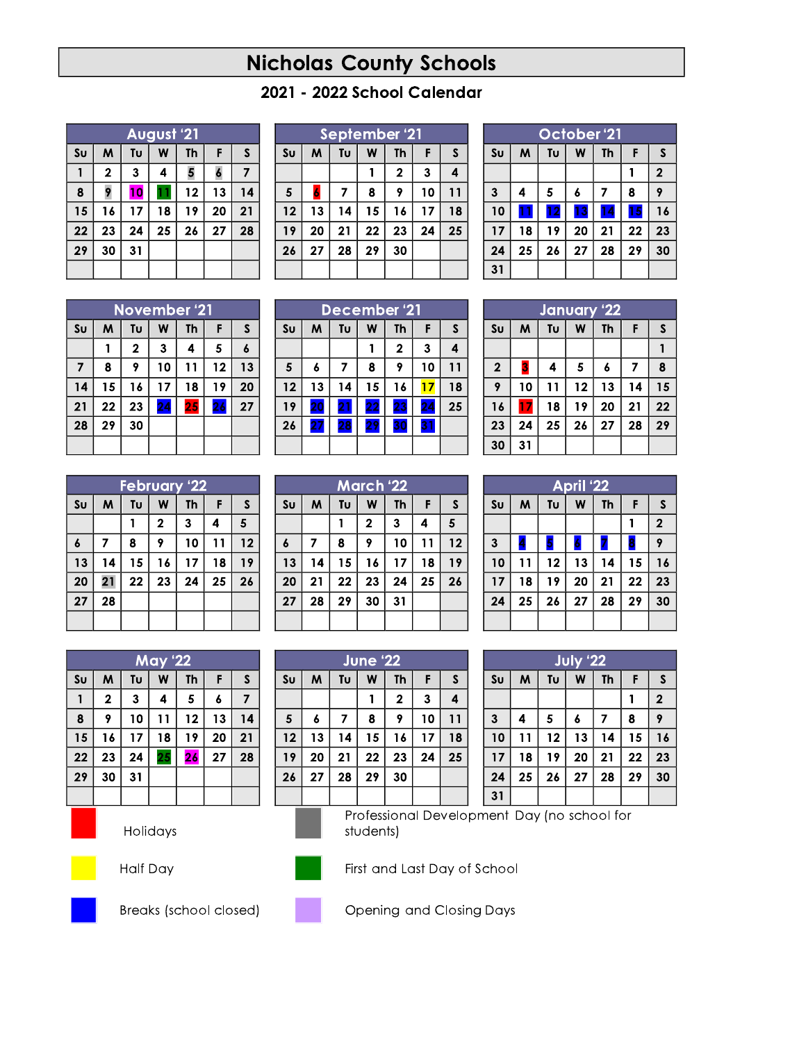# Nicholas County Schools

## 2021 - 2022 School Calendar

### August '21

| Su | M | Tu | W | Th | F | S |
|---|---|---|---|---|---|---|
| 1 | 2 | 3 | 4 | 5 | 6 | 7 |
| 8 | 9 | 10 | 11 | 12 | 13 | 14 |
| 15 | 16 | 17 | 18 | 19 | 20 | 21 |
| 22 | 23 | 24 | 25 | 26 | 27 | 28 |
| 29 | 30 | 31 | | | | |

### September '21

| Su | M | Tu | W | Th | F | S |
|---|---|---|---|---|---|---|
| | | | 1 | 2 | 3 | 4 |
| 5 | 6 | 7 | 8 | 9 | 10 | 11 |
| 12 | 13 | 14 | 15 | 16 | 17 | 18 |
| 19 | 20 | 21 | 22 | 23 | 24 | 25 |
| 26 | 27 | 28 | 29 | 30 | | |

### October '21

| Su | M | Tu | W | Th | F | S |
|---|---|---|---|---|---|---|
| | | | | | 1 | 2 |
| 3 | 4 | 5 | 6 | 7 | 8 | 9 |
| 10 | 11 | 12 | 13 | 14 | 15 | 16 |
| 17 | 18 | 19 | 20 | 21 | 22 | 23 |
| 24 | 25 | 26 | 27 | 28 | 29 | 30 |
| 31 | | | | | | |

### November '21

| Su | M | Tu | W | Th | F | S |
|---|---|---|---|---|---|---|
| | 1 | 2 | 3 | 4 | 5 | 6 |
| 7 | 8 | 9 | 10 | 11 | 12 | 13 |
| 14 | 15 | 16 | 17 | 18 | 19 | 20 |
| 21 | 22 | 23 | 24 | 25 | 26 | 27 |
| 28 | 29 | 30 | | | | |

### December '21

| Su | M | Tu | W | Th | F | S |
|---|---|---|---|---|---|---|
| | | | 1 | 2 | 3 | 4 |
| 5 | 6 | 7 | 8 | 9 | 10 | 11 |
| 12 | 13 | 14 | 15 | 16 | 17 | 18 |
| 19 | 20 | 21 | 22 | 23 | 24 | 25 |
| 26 | 27 | 28 | 29 | 30 | 31 | |

### January '22

| Su | M | Tu | W | Th | F | S |
|---|---|---|---|---|---|---|
| | | | | | | 1 |
| 2 | 3 | 4 | 5 | 6 | 7 | 8 |
| 9 | 10 | 11 | 12 | 13 | 14 | 15 |
| 16 | 17 | 18 | 19 | 20 | 21 | 22 |
| 23 | 24 | 25 | 26 | 27 | 28 | 29 |
| 30 | 31 | | | | | |

### February '22

| Su | M | Tu | W | Th | F | S |
|---|---|---|---|---|---|---|
| | | 1 | 2 | 3 | 4 | 5 |
| 6 | 7 | 8 | 9 | 10 | 11 | 12 |
| 13 | 14 | 15 | 16 | 17 | 18 | 19 |
| 20 | 21 | 22 | 23 | 24 | 25 | 26 |
| 27 | 28 | | | | | |

### March '22

| Su | M | Tu | W | Th | F | S |
|---|---|---|---|---|---|---|
| | | 1 | 2 | 3 | 4 | 5 |
| 6 | 7 | 8 | 9 | 10 | 11 | 12 |
| 13 | 14 | 15 | 16 | 17 | 18 | 19 |
| 20 | 21 | 22 | 23 | 24 | 25 | 26 |
| 27 | 28 | 29 | 30 | 31 | | |

### April '22

| Su | M | Tu | W | Th | F | S |
|---|---|---|---|---|---|---|
| | | | | | 1 | 2 |
| 3 | 4 | 5 | 6 | 7 | 8 | 9 |
| 10 | 11 | 12 | 13 | 14 | 15 | 16 |
| 17 | 18 | 19 | 20 | 21 | 22 | 23 |
| 24 | 25 | 26 | 27 | 28 | 29 | 30 |

### May '22

| Su | M | Tu | W | Th | F | S |
|---|---|---|---|---|---|---|
| 1 | 2 | 3 | 4 | 5 | 6 | 7 |
| 8 | 9 | 10 | 11 | 12 | 13 | 14 |
| 15 | 16 | 17 | 18 | 19 | 20 | 21 |
| 22 | 23 | 24 | 25 | 26 | 27 | 28 |
| 29 | 30 | 31 | | | | |

### June '22

| Su | M | Tu | W | Th | F | S |
|---|---|---|---|---|---|---|
| | | | 1 | 2 | 3 | 4 |
| 5 | 6 | 7 | 8 | 9 | 10 | 11 |
| 12 | 13 | 14 | 15 | 16 | 17 | 18 |
| 19 | 20 | 21 | 22 | 23 | 24 | 25 |
| 26 | 27 | 28 | 29 | 30 | | |

### July '22

| Su | M | Tu | W | Th | F | S |
|---|---|---|---|---|---|---|
| | | | | | 1 | 2 |
| 3 | 4 | 5 | 6 | 7 | 8 | 9 |
| 10 | 11 | 12 | 13 | 14 | 15 | 16 |
| 17 | 18 | 19 | 20 | 21 | 22 | 23 |
| 24 | 25 | 26 | 27 | 28 | 29 | 30 |
| 31 | | | | | | |

**Legend:**

- Holidays
- Half Day
- Breaks (school closed)
- Professional Development Day (no school for students)
- First and Last Day of School
- Opening and Closing Days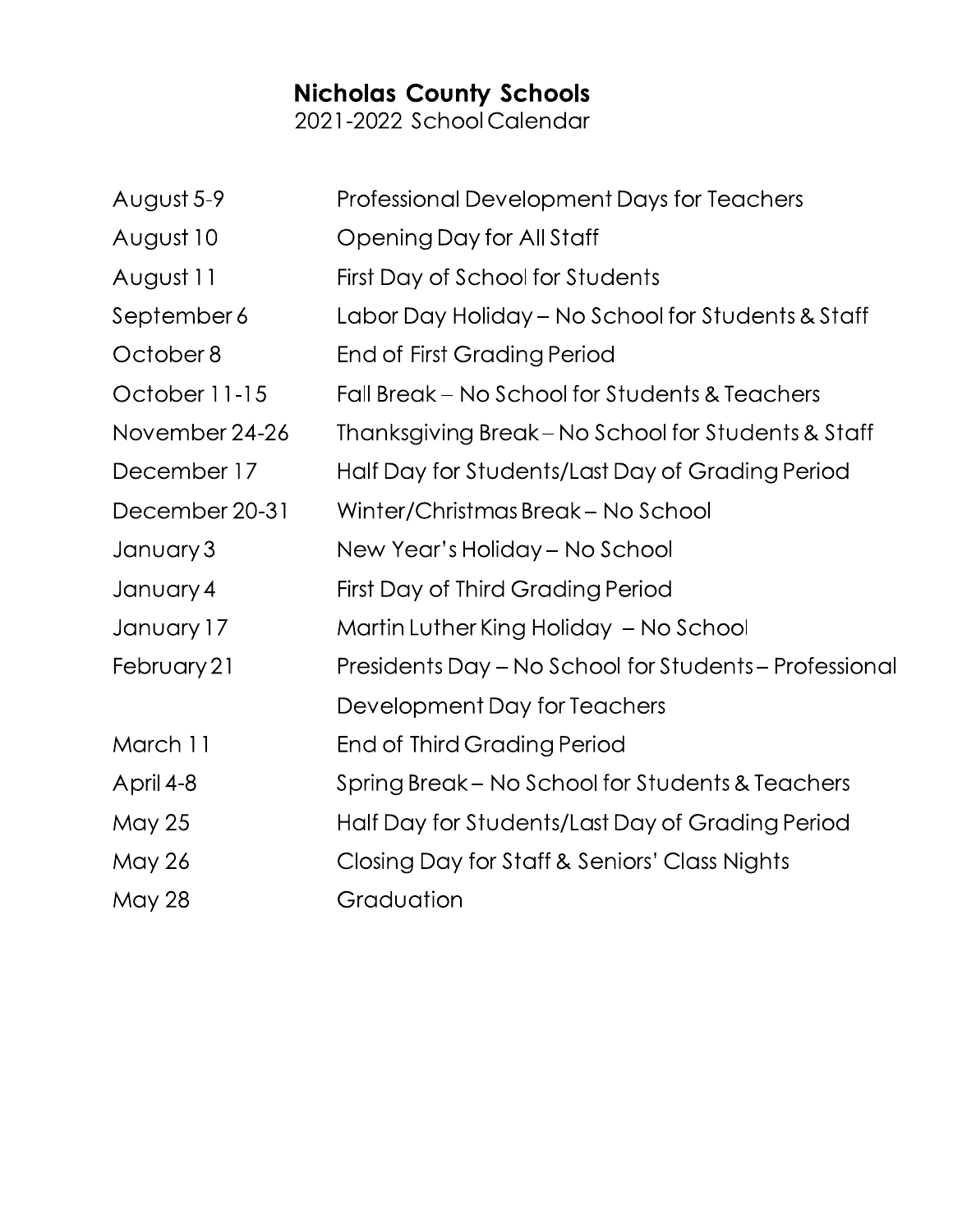# Nicholas County Schools

2021-2022 School Calendar

| | |
|---|---|
| August 5-9 | Professional Development Days for Teachers |
| August 10 | Opening Day for All Staff |
| August 11 | First Day of School for Students |
| September 6 | Labor Day Holiday – No School for Students & Staff |
| October 8 | End of First Grading Period |
| October 11-15 | Fall Break – No School for Students & Teachers |
| November 24-26 | Thanksgiving Break – No School for Students & Staff |
| December 17 | Half Day for Students/Last Day of Grading Period |
| December 20-31 | Winter/Christmas Break – No School |
| January 3 | New Year's Holiday – No School |
| January 4 | First Day of Third Grading Period |
| January 17 | Martin Luther King Holiday – No School |
| February 21 | Presidents Day – No School for Students – Professional Development Day for Teachers |
| March 11 | End of Third Grading Period |
| April 4-8 | Spring Break – No School for Students & Teachers |
| May 25 | Half Day for Students/Last Day of Grading Period |
| May 26 | Closing Day for Staff & Seniors' Class Nights |
| May 28 | Graduation |